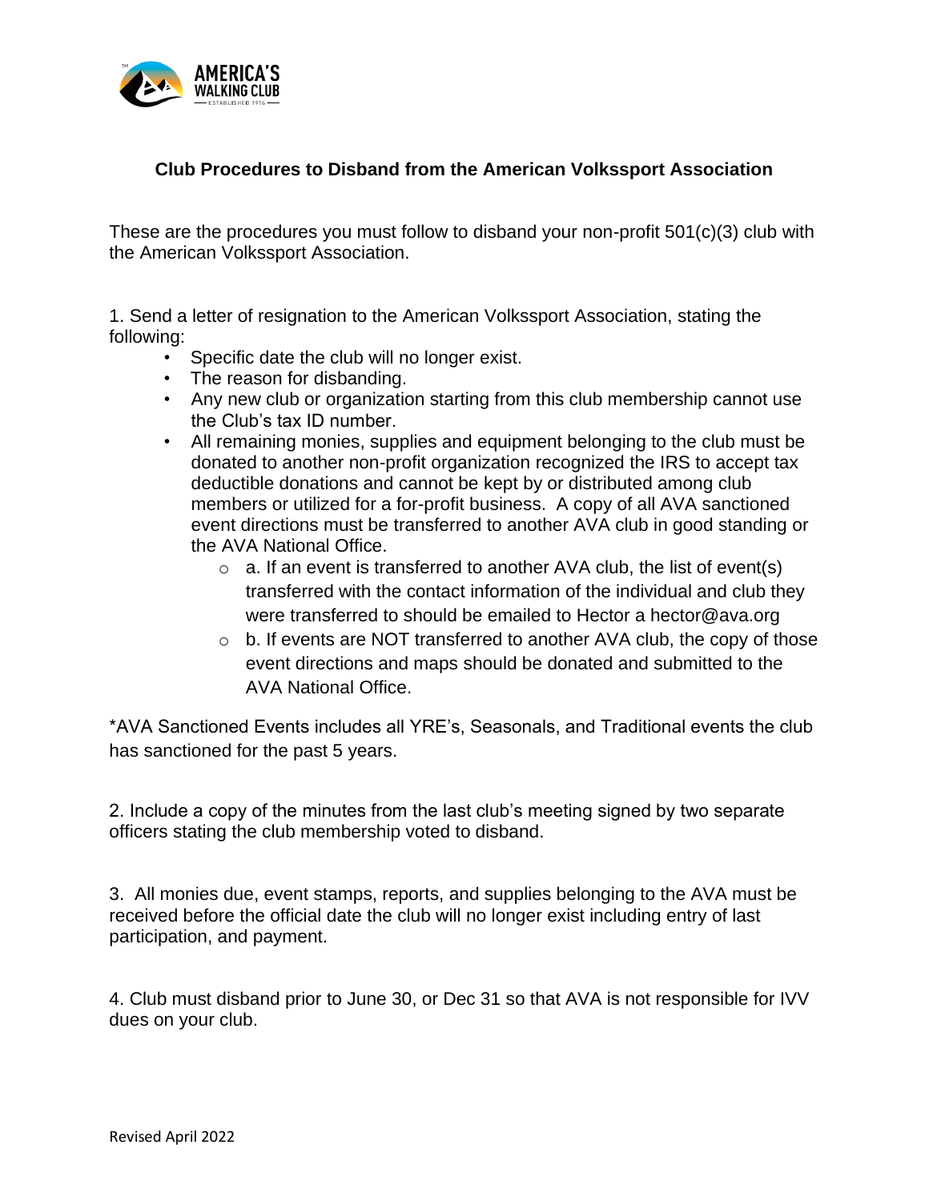# Club Procedures to Disband from the American Volkssport Association

These are the procedures you must follow to disband your non-profit 501(c)(3) club with the American Volkssport Association.

1. Send a letter of resignation to the American Volkssport Association, stating the following:
   - Specific date the club will no longer exist.
   - The reason for disbanding.
   - Any new club or organization starting from this club membership cannot use the Club's tax ID number.
   - All remaining monies, supplies and equipment belonging to the club must be donated to another non-profit organization recognized the IRS to accept tax deductible donations and cannot be kept by or distributed among club members or utilized for a for-profit business. A copy of all AVA sanctioned event directions must be transferred to another AVA club in good standing or the AVA National Office.
     - a. If an event is transferred to another AVA club, the list of event(s) transferred with the contact information of the individual and club they were transferred to should be emailed to Hector a hector@ava.org
     - b. If events are NOT transferred to another AVA club, the copy of those event directions and maps should be donated and submitted to the AVA National Office.

*AVA Sanctioned Events includes all YRE's, Seasonals, and Traditional events the club has sanctioned for the past 5 years.

2. Include a copy of the minutes from the last club's meeting signed by two separate officers stating the club membership voted to disband.

3. All monies due, event stamps, reports, and supplies belonging to the AVA must be received before the official date the club will no longer exist including entry of last participation, and payment.

4. Club must disband prior to June 30, or Dec 31 so that AVA is not responsible for IVV dues on your club.

Revised April 2022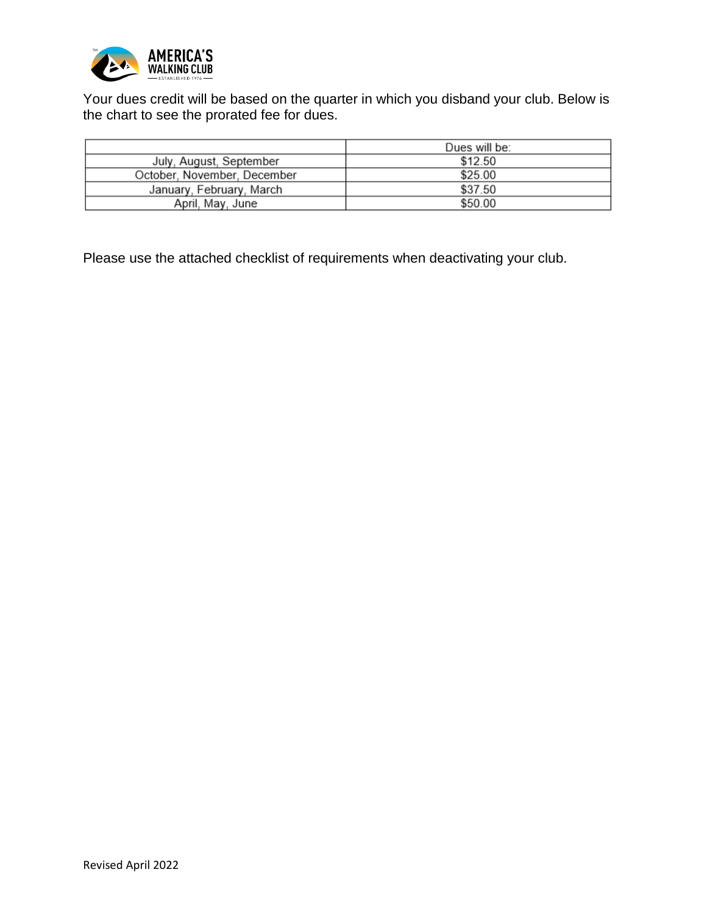Your dues credit will be based on the quarter in which you disband your club. Below is the chart to see the prorated fee for dues.

| | Dues will be: |
|---|---|
| July, August, September | $12.50 |
| October, November, December | $25.00 |
| January, February, March | $37.50 |
| April, May, June | $50.00 |

Please use the attached checklist of requirements when deactivating your club.

Revised April 2022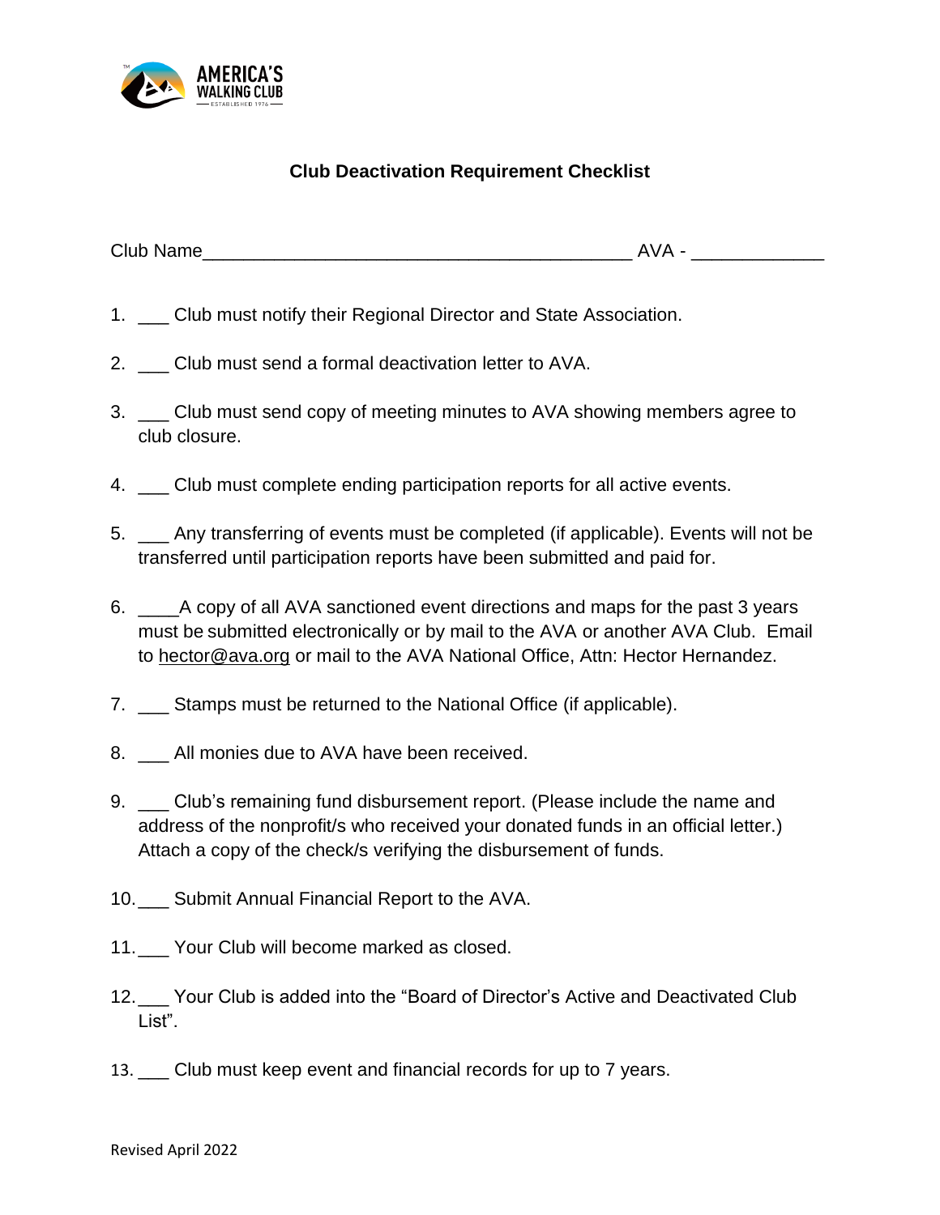# Club Deactivation Requirement Checklist

Club Name__________________________________________ AVA - _____________

1. ___ Club must notify their Regional Director and State Association.
2. ___ Club must send a formal deactivation letter to AVA.
3. ___ Club must send copy of meeting minutes to AVA showing members agree to club closure.
4. ___ Club must complete ending participation reports for all active events.
5. ___ Any transferring of events must be completed (if applicable). Events will not be transferred until participation reports have been submitted and paid for.
6. ____A copy of all AVA sanctioned event directions and maps for the past 3 years must be submitted electronically or by mail to the AVA or another AVA Club. Email to hector@ava.org or mail to the AVA National Office, Attn: Hector Hernandez.
7. ___ Stamps must be returned to the National Office (if applicable).
8. ___ All monies due to AVA have been received.
9. ___ Club's remaining fund disbursement report. (Please include the name and address of the nonprofit/s who received your donated funds in an official letter.) Attach a copy of the check/s verifying the disbursement of funds.
10. ___ Submit Annual Financial Report to the AVA.
11. ___ Your Club will become marked as closed.
12. ___ Your Club is added into the "Board of Director's Active and Deactivated Club List".
13. ___ Club must keep event and financial records for up to 7 years.

Revised April 2022